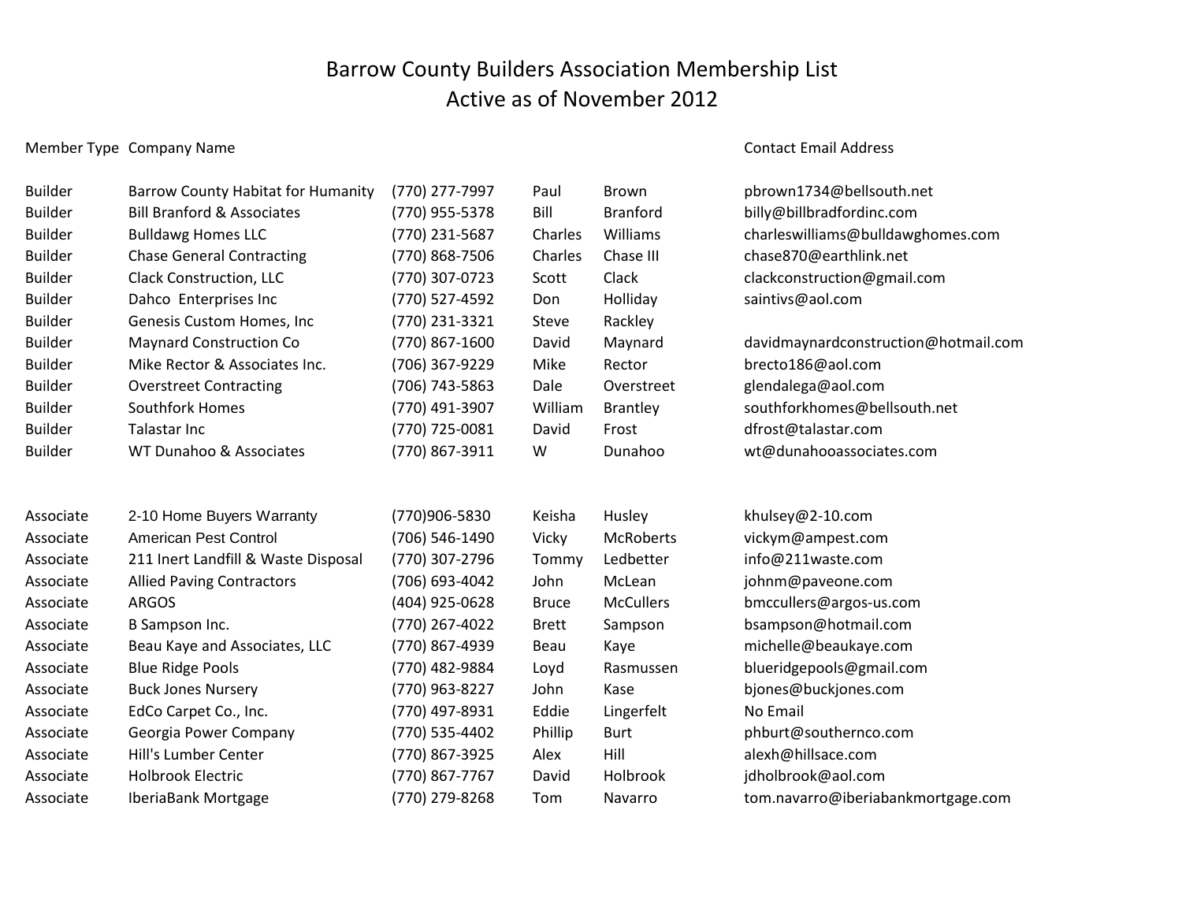# Barrow County Builders Association Membership List
## Active as of November 2012

| Member Type | Company Name | | | | Contact Email Address |
|---|---|---|---|---|---|
| Builder | Barrow County Habitat for Humanity | (770) 277-7997 | Paul | Brown | pbrown1734@bellsouth.net |
| Builder | Bill Branford & Associates | (770) 955-5378 | Bill | Branford | billy@billbradfordinc.com |
| Builder | Bulldawg Homes LLC | (770) 231-5687 | Charles | Williams | charleswilliams@bulldawghomes.com |
| Builder | Chase General Contracting | (770) 868-7506 | Charles | Chase III | chase870@earthlink.net |
| Builder | Clack Construction, LLC | (770) 307-0723 | Scott | Clack | clackconstruction@gmail.com |
| Builder | Dahco Enterprises Inc | (770) 527-4592 | Don | Holliday | saintivs@aol.com |
| Builder | Genesis Custom Homes, Inc | (770) 231-3321 | Steve | Rackley | |
| Builder | Maynard Construction Co | (770) 867-1600 | David | Maynard | davidmaynardconstruction@hotmail.com |
| Builder | Mike Rector & Associates Inc. | (706) 367-9229 | Mike | Rector | brecto186@aol.com |
| Builder | Overstreet Contracting | (706) 743-5863 | Dale | Overstreet | glendalega@aol.com |
| Builder | Southfork Homes | (770) 491-3907 | William | Brantley | southforkhomes@bellsouth.net |
| Builder | Talastar Inc | (770) 725-0081 | David | Frost | dfrost@talastar.com |
| Builder | WT Dunahoo & Associates | (770) 867-3911 | W | Dunahoo | wt@dunahooassociates.com |
| | | | | | |
| Associate | 2-10 Home Buyers Warranty | (770)906-5830 | Keisha | Husley | khulsey@2-10.com |
| Associate | American Pest Control | (706) 546-1490 | Vicky | McRoberts | vickym@ampest.com |
| Associate | 211 Inert Landfill & Waste Disposal | (770) 307-2796 | Tommy | Ledbetter | info@211waste.com |
| Associate | Allied Paving Contractors | (706) 693-4042 | John | McLean | johnm@paveone.com |
| Associate | ARGOS | (404) 925-0628 | Bruce | McCullers | bmccullers@argos-us.com |
| Associate | B Sampson Inc. | (770) 267-4022 | Brett | Sampson | bsampson@hotmail.com |
| Associate | Beau Kaye and Associates, LLC | (770) 867-4939 | Beau | Kaye | michelle@beaukaye.com |
| Associate | Blue Ridge Pools | (770) 482-9884 | Loyd | Rasmussen | blueridgepools@gmail.com |
| Associate | Buck Jones Nursery | (770) 963-8227 | John | Kase | bjones@buckjones.com |
| Associate | EdCo Carpet Co., Inc. | (770) 497-8931 | Eddie | Lingerfelt | No Email |
| Associate | Georgia Power Company | (770) 535-4402 | Phillip | Burt | phburt@southernco.com |
| Associate | Hill's Lumber Center | (770) 867-3925 | Alex | Hill | alexh@hillsace.com |
| Associate | Holbrook Electric | (770) 867-7767 | David | Holbrook | jdholbrook@aol.com |
| Associate | IberiaBank Mortgage | (770) 279-8268 | Tom | Navarro | tom.navarro@iberiabankmortgage.com |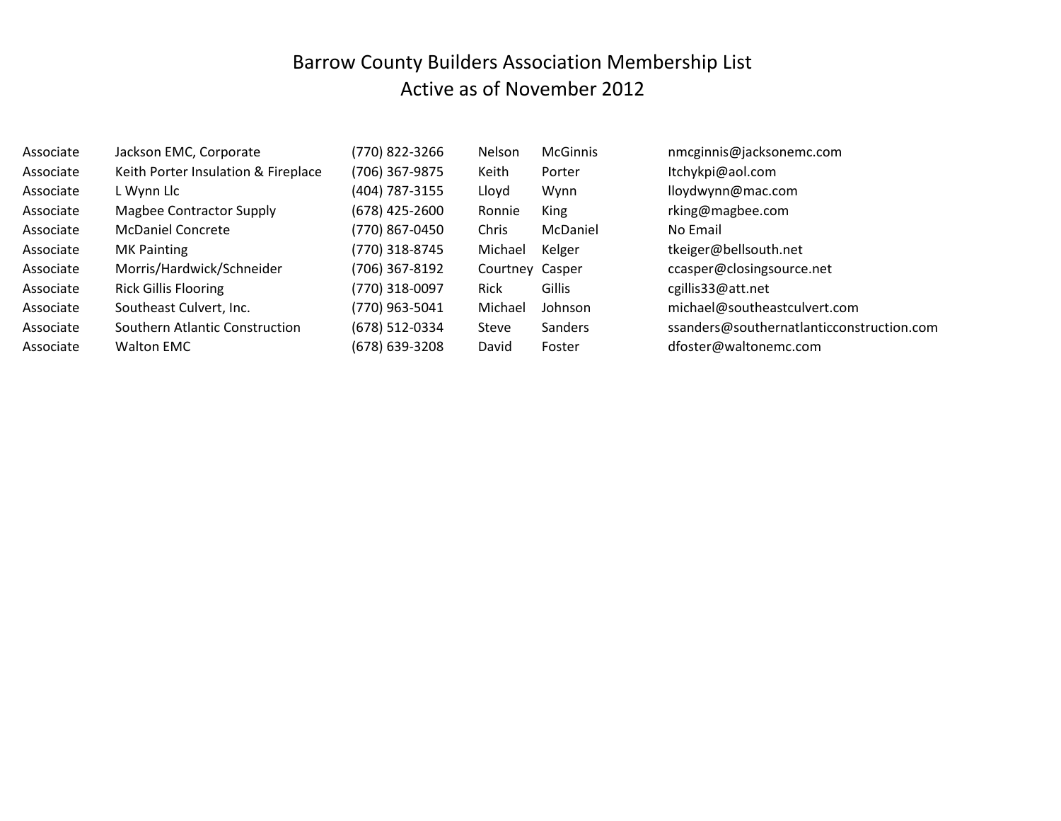# Barrow County Builders Association Membership List

## Active as of November 2012

| | | | | | |
|---|---|---|---|---|---|
| Associate | Jackson EMC, Corporate | (770) 822-3266 | Nelson | McGinnis | nmcginnis@jacksonemc.com |
| Associate | Keith Porter Insulation & Fireplace | (706) 367-9875 | Keith | Porter | ltchykpi@aol.com |
| Associate | L Wynn Llc | (404) 787-3155 | Lloyd | Wynn | lloydwynn@mac.com |
| Associate | Magbee Contractor Supply | (678) 425-2600 | Ronnie | King | rking@magbee.com |
| Associate | McDaniel Concrete | (770) 867-0450 | Chris | McDaniel | No Email |
| Associate | MK Painting | (770) 318-8745 | Michael | Kelger | tkeiger@bellsouth.net |
| Associate | Morris/Hardwick/Schneider | (706) 367-8192 | Courtney | Casper | ccasper@closingsource.net |
| Associate | Rick Gillis Flooring | (770) 318-0097 | Rick | Gillis | cgillis33@att.net |
| Associate | Southeast Culvert, Inc. | (770) 963-5041 | Michael | Johnson | michael@southeastculvert.com |
| Associate | Southern Atlantic Construction | (678) 512-0334 | Steve | Sanders | ssanders@southernatlanticconstruction.com |
| Associate | Walton EMC | (678) 639-3208 | David | Foster | dfoster@waltonemc.com |